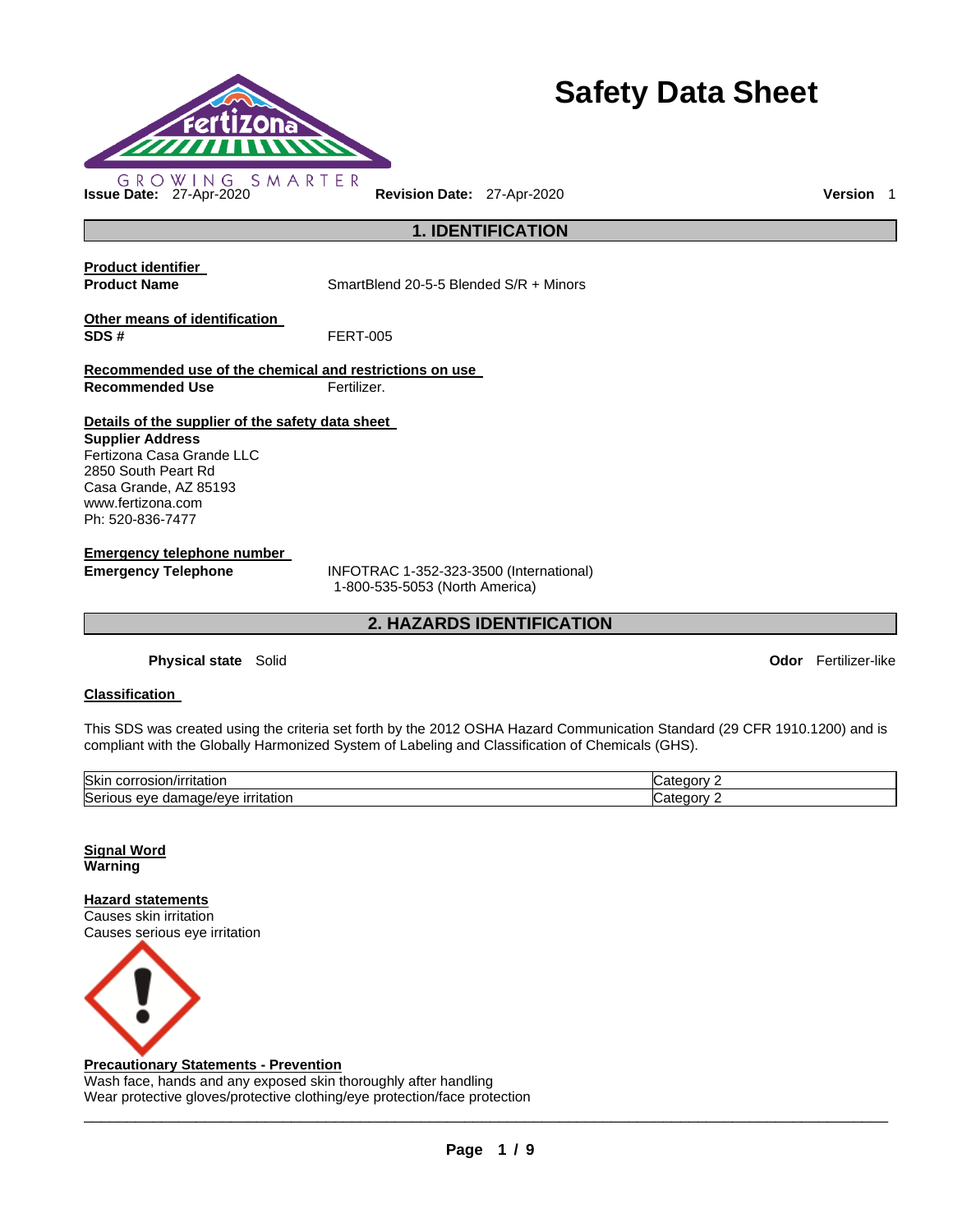# Safety Data Sheet

GROWING SMARTER

**Issue Date:** 27-Apr-2020 **Revision Date:** 27-Apr-2020 **Version** 1

## 1. IDENTIFICATION

**Product identifier**

**Product Name** SmartBlend 20-5-5 Blended S/R + Minors

**Other means of identification**

**SDS #** FERT-005

**Recommended use of the chemical and restrictions on use**

**Recommended Use** Fertilizer.

**Details of the supplier of the safety data sheet**

**Supplier Address**
Fertizona Casa Grande LLC
2850 South Peart Rd
Casa Grande, AZ 85193
www.fertizona.com
Ph: 520-836-7477

**Emergency telephone number**

**Emergency Telephone** INFOTRAC 1-352-323-3500 (International)
1-800-535-5053 (North America)

## 2. HAZARDS IDENTIFICATION

**Physical state** Solid **Odor** Fertilizer-like

**Classification**

This SDS was created using the criteria set forth by the 2012 OSHA Hazard Communication Standard (29 CFR 1910.1200) and is compliant with the Globally Harmonized System of Labeling and Classification of Chemicals (GHS).

| | |
|---|---|
| Skin corrosion/irritation | Category 2 |
| Serious eye damage/eye irritation | Category 2 |

**Signal Word**
**Warning**

**Hazard statements**
Causes skin irritation
Causes serious eye irritation

**Precautionary Statements - Prevention**
Wash face, hands and any exposed skin thoroughly after handling
Wear protective gloves/protective clothing/eye protection/face protection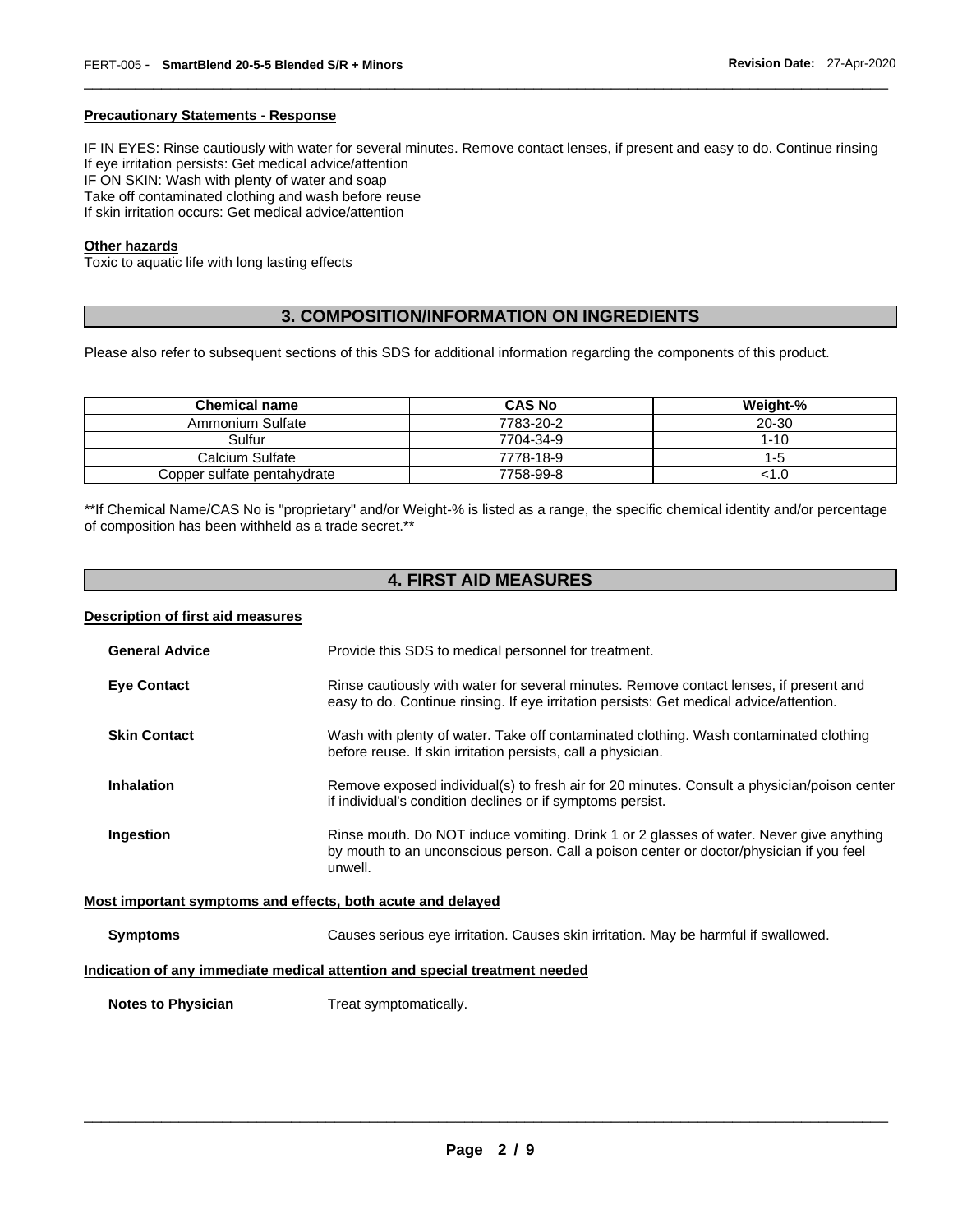#### Precautionary Statements - Response

IF IN EYES: Rinse cautiously with water for several minutes. Remove contact lenses, if present and easy to do. Continue rinsing
If eye irritation persists: Get medical advice/attention
IF ON SKIN: Wash with plenty of water and soap
Take off contaminated clothing and wash before reuse
If skin irritation occurs: Get medical advice/attention

#### Other hazards

Toxic to aquatic life with long lasting effects

## 3. COMPOSITION/INFORMATION ON INGREDIENTS

Please also refer to subsequent sections of this SDS for additional information regarding the components of this product.

| Chemical name | CAS No | Weight-% |
|---|---|---|
| Ammonium Sulfate | 7783-20-2 | 20-30 |
| Sulfur | 7704-34-9 | 1-10 |
| Calcium Sulfate | 7778-18-9 | 1-5 |
| Copper sulfate pentahydrate | 7758-99-8 | <1.0 |

**If Chemical Name/CAS No is "proprietary" and/or Weight-% is listed as a range, the specific chemical identity and/or percentage of composition has been withheld as a trade secret.**

## 4. FIRST AID MEASURES

#### Description of first aid measures

**General Advice** Provide this SDS to medical personnel for treatment.

**Eye Contact** Rinse cautiously with water for several minutes. Remove contact lenses, if present and easy to do. Continue rinsing. If eye irritation persists: Get medical advice/attention.

**Skin Contact** Wash with plenty of water. Take off contaminated clothing. Wash contaminated clothing before reuse. If skin irritation persists, call a physician.

**Inhalation** Remove exposed individual(s) to fresh air for 20 minutes. Consult a physician/poison center if individual's condition declines or if symptoms persist.

**Ingestion** Rinse mouth. Do NOT induce vomiting. Drink 1 or 2 glasses of water. Never give anything by mouth to an unconscious person. Call a poison center or doctor/physician if you feel unwell.

#### Most important symptoms and effects, both acute and delayed

**Symptoms** Causes serious eye irritation. Causes skin irritation. May be harmful if swallowed.

#### Indication of any immediate medical attention and special treatment needed

**Notes to Physician** Treat symptomatically.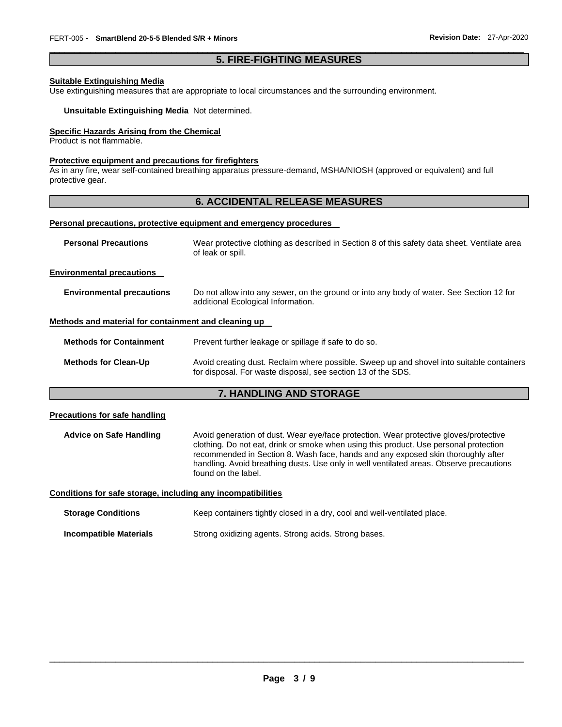## 5. FIRE-FIGHTING MEASURES

**Suitable Extinguishing Media**

Use extinguishing measures that are appropriate to local circumstances and the surrounding environment.

**Unsuitable Extinguishing Media** Not determined.

**Specific Hazards Arising from the Chemical**

Product is not flammable.

**Protective equipment and precautions for firefighters**

As in any fire, wear self-contained breathing apparatus pressure-demand, MSHA/NIOSH (approved or equivalent) and full protective gear.

## 6. ACCIDENTAL RELEASE MEASURES

**Personal precautions, protective equipment and emergency procedures**

**Personal Precautions** Wear protective clothing as described in Section 8 of this safety data sheet. Ventilate area of leak or spill.

**Environmental precautions**

**Environmental precautions** Do not allow into any sewer, on the ground or into any body of water. See Section 12 for additional Ecological Information.

**Methods and material for containment and cleaning up**

**Methods for Containment** Prevent further leakage or spillage if safe to do so.

**Methods for Clean-Up** Avoid creating dust. Reclaim where possible. Sweep up and shovel into suitable containers for disposal. For waste disposal, see section 13 of the SDS.

## 7. HANDLING AND STORAGE

**Precautions for safe handling**

**Advice on Safe Handling** Avoid generation of dust. Wear eye/face protection. Wear protective gloves/protective clothing. Do not eat, drink or smoke when using this product. Use personal protection recommended in Section 8. Wash face, hands and any exposed skin thoroughly after handling. Avoid breathing dusts. Use only in well ventilated areas. Observe precautions found on the label.

**Conditions for safe storage, including any incompatibilities**

**Storage Conditions** Keep containers tightly closed in a dry, cool and well-ventilated place.

**Incompatible Materials** Strong oxidizing agents. Strong acids. Strong bases.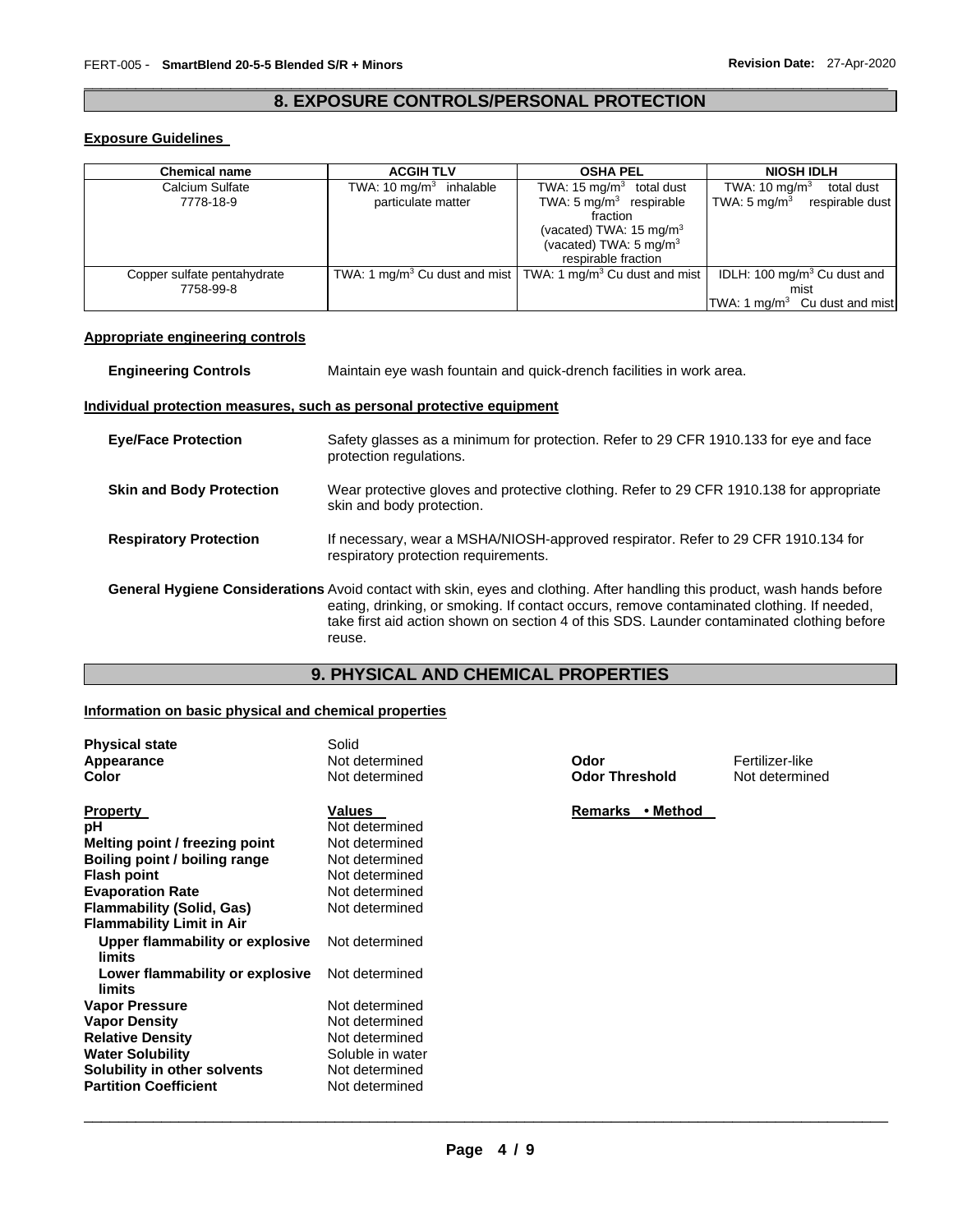## 8. EXPOSURE CONTROLS/PERSONAL PROTECTION

### Exposure Guidelines

| Chemical name | ACGIH TLV | OSHA PEL | NIOSH IDLH |
|---|---|---|---|
| Calcium Sulfate<br>7778-18-9 | TWA: 10 $mg/m^3$ inhalable particulate matter | TWA: 15 $mg/m^3$ total dust<br>TWA: 5 $mg/m^3$ respirable fraction<br>(vacated) TWA: 15 $mg/m^3$<br>(vacated) TWA: 5 $mg/m^3$ respirable fraction | TWA: 10 $mg/m^3$ total dust<br>TWA: 5 $mg/m^3$ respirable dust |
| Copper sulfate pentahydrate<br>7758-99-8 | TWA: 1 $mg/m^3$ Cu dust and mist | TWA: 1 $mg/m^3$ Cu dust and mist | IDLH: 100 $mg/m^3$ Cu dust and mist<br>TWA: 1 $mg/m^3$ Cu dust and mist |

### Appropriate engineering controls

**Engineering Controls** Maintain eye wash fountain and quick-drench facilities in work area.

### Individual protection measures, such as personal protective equipment

**Eye/Face Protection** Safety glasses as a minimum for protection. Refer to 29 CFR 1910.133 for eye and face protection regulations.

**Skin and Body Protection** Wear protective gloves and protective clothing. Refer to 29 CFR 1910.138 for appropriate skin and body protection.

**Respiratory Protection** If necessary, wear a MSHA/NIOSH-approved respirator. Refer to 29 CFR 1910.134 for respiratory protection requirements.

**General Hygiene Considerations** Avoid contact with skin, eyes and clothing. After handling this product, wash hands before eating, drinking, or smoking. If contact occurs, remove contaminated clothing. If needed, take first aid action shown on section 4 of this SDS. Launder contaminated clothing before reuse.

## 9. PHYSICAL AND CHEMICAL PROPERTIES

### Information on basic physical and chemical properties

**Physical state** Solid
**Appearance** Not determined
**Color** Not determined
**Odor** Fertilizer-like
**Odor Threshold** Not determined

| Property | Values | Remarks • Method |
|---|---|---|
| **pH** | Not determined | |
| **Melting point / freezing point** | Not determined | |
| **Boiling point / boiling range** | Not determined | |
| **Flash point** | Not determined | |
| **Evaporation Rate** | Not determined | |
| **Flammability (Solid, Gas)** | Not determined | |
| **Flammability Limit in Air** | | |
| **Upper flammability or explosive limits** | Not determined | |
| **Lower flammability or explosive limits** | Not determined | |
| **Vapor Pressure** | Not determined | |
| **Vapor Density** | Not determined | |
| **Relative Density** | Not determined | |
| **Water Solubility** | Soluble in water | |
| **Solubility in other solvents** | Not determined | |
| **Partition Coefficient** | Not determined | |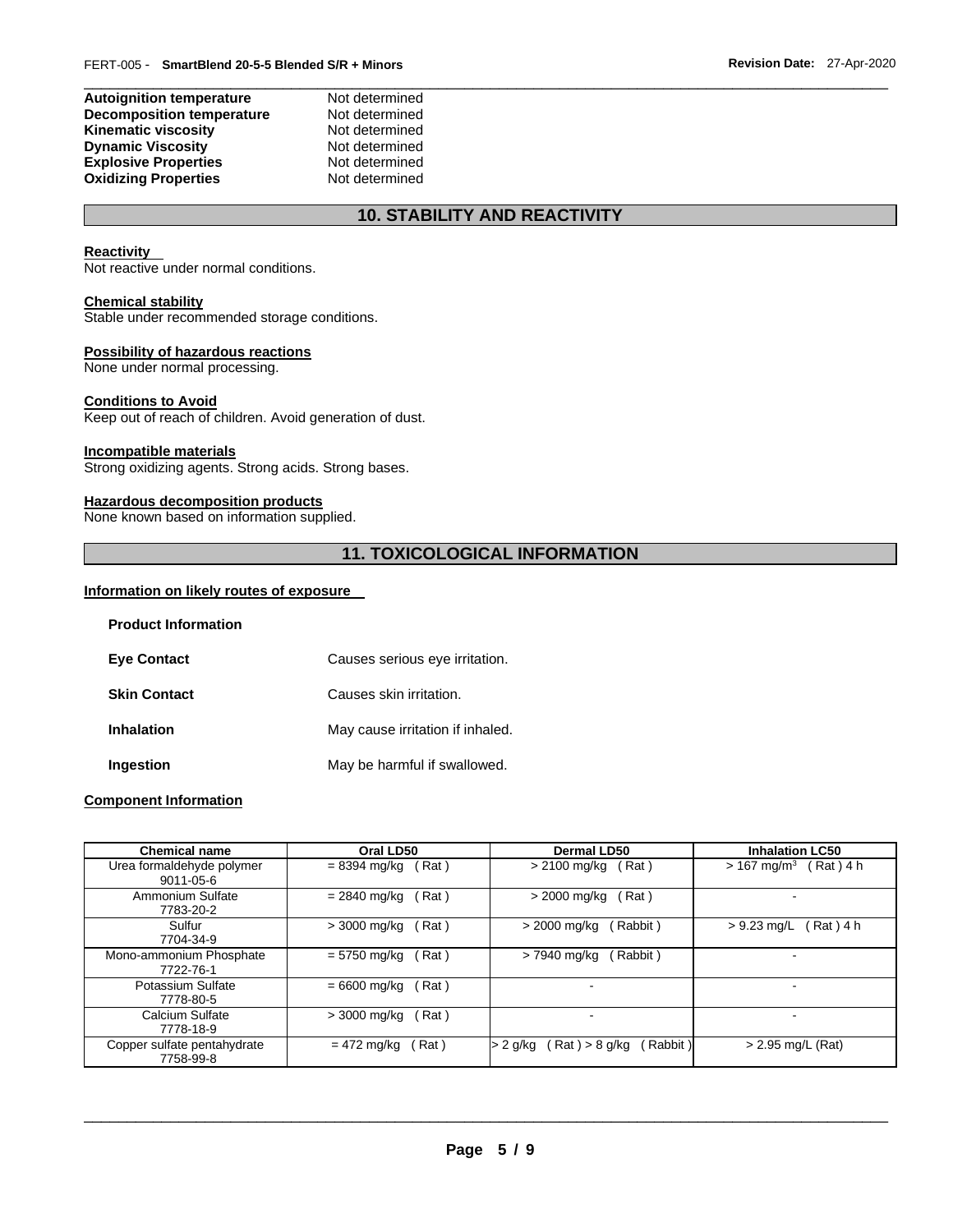| | |
|---|---|
| **Autoignition temperature** | Not determined |
| **Decomposition temperature** | Not determined |
| **Kinematic viscosity** | Not determined |
| **Dynamic Viscosity** | Not determined |
| **Explosive Properties** | Not determined |
| **Oxidizing Properties** | Not determined |

## 10. STABILITY AND REACTIVITY

**Reactivity**
Not reactive under normal conditions.

**Chemical stability**
Stable under recommended storage conditions.

**Possibility of hazardous reactions**
None under normal processing.

**Conditions to Avoid**
Keep out of reach of children. Avoid generation of dust.

**Incompatible materials**
Strong oxidizing agents. Strong acids. Strong bases.

**Hazardous decomposition products**
None known based on information supplied.

## 11. TOXICOLOGICAL INFORMATION

**Information on likely routes of exposure**

**Product Information**

| | |
|---|---|
| **Eye Contact** | Causes serious eye irritation. |
| **Skin Contact** | Causes skin irritation. |
| **Inhalation** | May cause irritation if inhaled. |
| **Ingestion** | May be harmful if swallowed. |

**Component Information**

| Chemical name | Oral LD50 | Dermal LD50 | Inhalation LC50 |
|---|---|---|---|
| Urea formaldehyde polymer 9011-05-6 | = 8394 mg/kg ( Rat ) | > 2100 mg/kg ( Rat ) | > 167 mg/m$^3$ ( Rat ) 4 h |
| Ammonium Sulfate 7783-20-2 | = 2840 mg/kg ( Rat ) | > 2000 mg/kg ( Rat ) | - |
| Sulfur 7704-34-9 | > 3000 mg/kg ( Rat ) | > 2000 mg/kg ( Rabbit ) | > 9.23 mg/L ( Rat ) 4 h |
| Mono-ammonium Phosphate 7722-76-1 | = 5750 mg/kg ( Rat ) | > 7940 mg/kg ( Rabbit ) | - |
| Potassium Sulfate 7778-80-5 | = 6600 mg/kg ( Rat ) | - | - |
| Calcium Sulfate 7778-18-9 | > 3000 mg/kg ( Rat ) | - | - |
| Copper sulfate pentahydrate 7758-99-8 | = 472 mg/kg ( Rat ) | > 2 g/kg ( Rat ) > 8 g/kg ( Rabbit ) | > 2.95 mg/L (Rat) |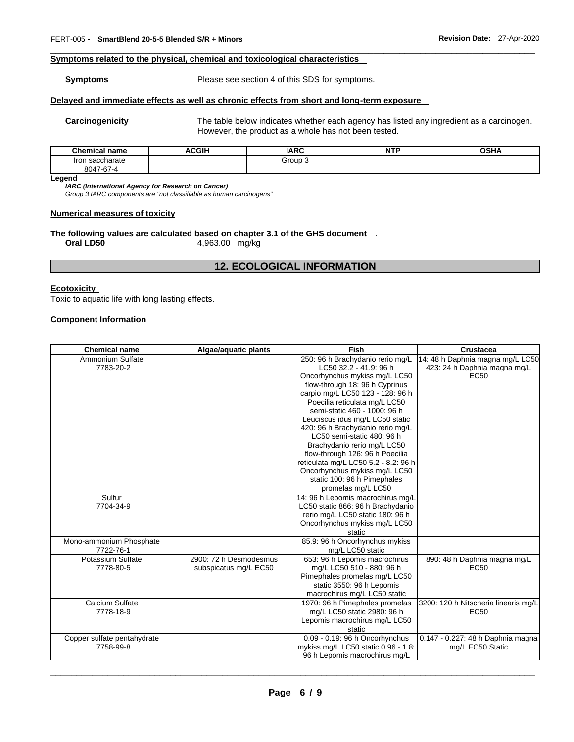**Symptoms related to the physical, chemical and toxicological characteristics**

**Symptoms** Please see section 4 of this SDS for symptoms.

**Delayed and immediate effects as well as chronic effects from short and long-term exposure**

**Carcinogenicity** The table below indicates whether each agency has listed any ingredient as a carcinogen. However, the product as a whole has not been tested.

| Chemical name | ACGIH | IARC | NTP | OSHA |
|---|---|---|---|---|
| Iron saccharate 8047-67-4 | | Group 3 | | |

**Legend**

***IARC (International Agency for Research on Cancer)***

*Group 3 IARC components are "not classifiable as human carcinogens"*

**Numerical measures of toxicity**

**The following values are calculated based on chapter 3.1 of the GHS document** .

**Oral LD50** 4,963.00 mg/kg

## 12. ECOLOGICAL INFORMATION

**Ecotoxicity**

Toxic to aquatic life with long lasting effects.

**Component Information**

| Chemical name | Algae/aquatic plants | Fish | Crustacea |
|---|---|---|---|
| Ammonium Sulfate 7783-20-2 | | 250: 96 h Brachydanio rerio mg/L LC50 32.2 - 41.9: 96 h Oncorhynchus mykiss mg/L LC50 flow-through 18: 96 h Cyprinus carpio mg/L LC50 123 - 128: 96 h Poecilia reticulata mg/L LC50 semi-static 460 - 1000: 96 h Leuciscus idus mg/L LC50 static 420: 96 h Brachydanio rerio mg/L LC50 semi-static 480: 96 h Brachydanio rerio mg/L LC50 flow-through 126: 96 h Poecilia reticulata mg/L LC50 5.2 - 8.2: 96 h Oncorhynchus mykiss mg/L LC50 static 100: 96 h Pimephales promelas mg/L LC50 | 14: 48 h Daphnia magna mg/L LC50 423: 24 h Daphnia magna mg/L EC50 |
| Sulfur 7704-34-9 | | 14: 96 h Lepomis macrochirus mg/L LC50 static 866: 96 h Brachydanio rerio mg/L LC50 static 180: 96 h Oncorhynchus mykiss mg/L LC50 static | |
| Mono-ammonium Phosphate 7722-76-1 | | 85.9: 96 h Oncorhynchus mykiss mg/L LC50 static | |
| Potassium Sulfate 7778-80-5 | 2900: 72 h Desmodesmus subspicatus mg/L EC50 | 653: 96 h Lepomis macrochirus mg/L LC50 510 - 880: 96 h Pimephales promelas mg/L LC50 static 3550: 96 h Lepomis macrochirus mg/L LC50 static | 890: 48 h Daphnia magna mg/L EC50 |
| Calcium Sulfate 7778-18-9 | | 1970: 96 h Pimephales promelas mg/L LC50 static 2980: 96 h Lepomis macrochirus mg/L LC50 static | 3200: 120 h Nitscheria linearis mg/L EC50 |
| Copper sulfate pentahydrate 7758-99-8 | | 0.09 - 0.19: 96 h Oncorhynchus mykiss mg/L LC50 static 0.96 - 1.8: 96 h Lepomis macrochirus mg/L | 0.147 - 0.227: 48 h Daphnia magna mg/L EC50 Static |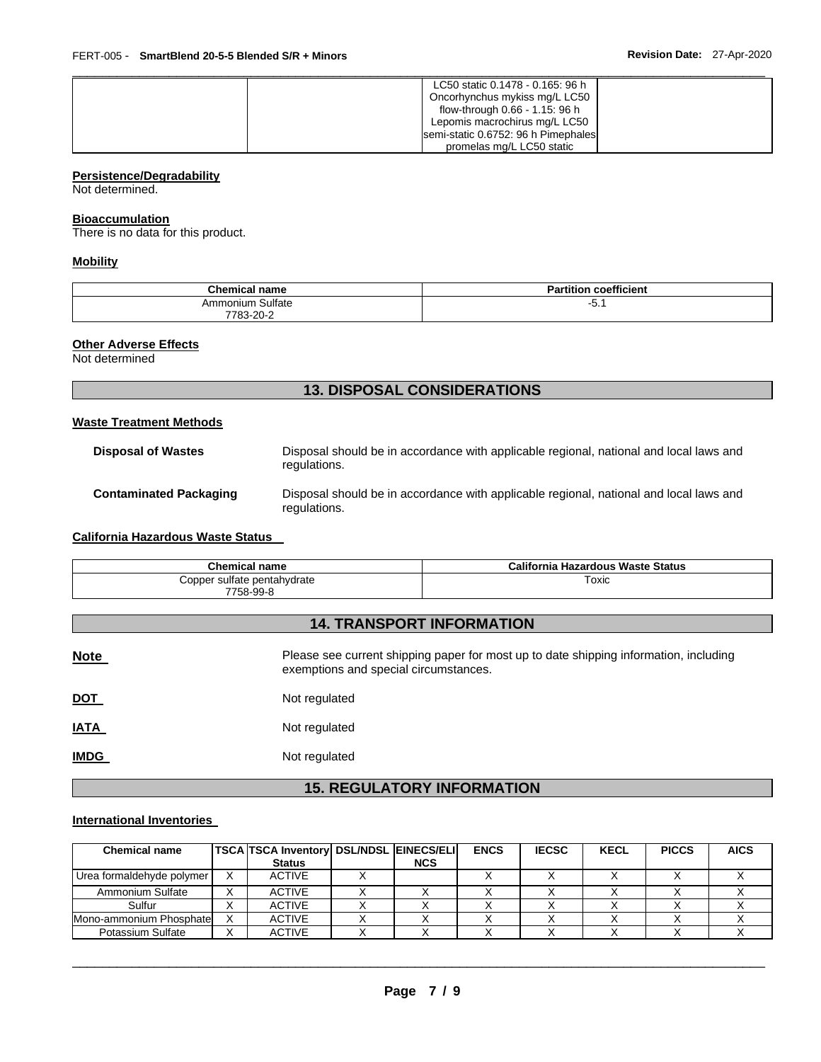| | | LC50 static 0.1478 - 0.165: 96 h Oncorhynchus mykiss mg/L LC50 flow-through 0.66 - 1.15: 96 h Lepomis macrochirus mg/L LC50 semi-static 0.6752: 96 h Pimephales promelas mg/L LC50 static | |
|---|---|---|---|

**Persistence/Degradability**
Not determined.

**Bioaccumulation**
There is no data for this product.

**Mobility**

| Chemical name | Partition coefficient |
|---|---|
| Ammonium Sulfate 7783-20-2 | -5.1 |

**Other Adverse Effects**
Not determined

## 13. DISPOSAL CONSIDERATIONS

**Waste Treatment Methods**

**Disposal of Wastes** Disposal should be in accordance with applicable regional, national and local laws and regulations.

**Contaminated Packaging** Disposal should be in accordance with applicable regional, national and local laws and regulations.

**California Hazardous Waste Status**

| Chemical name | California Hazardous Waste Status |
|---|---|
| Copper sulfate pentahydrate 7758-99-8 | Toxic |

## 14. TRANSPORT INFORMATION

**Note** Please see current shipping paper for most up to date shipping information, including exemptions and special circumstances.

**DOT** Not regulated

**IATA** Not regulated

**IMDG** Not regulated

## 15. REGULATORY INFORMATION

**International Inventories**

| Chemical name | TSCA | TSCA Inventory Status | DSL/NDSL | EINECS/ELINCS | ENCS | IECSC | KECL | PICCS | AICS |
|---|---|---|---|---|---|---|---|---|---|
| Urea formaldehyde polymer | X | ACTIVE | X | | X | X | X | X | X |
| Ammonium Sulfate | X | ACTIVE | X | X | X | X | X | X | X |
| Sulfur | X | ACTIVE | X | X | X | X | X | X | X |
| Mono-ammonium Phosphate | X | ACTIVE | X | X | X | X | X | X | X |
| Potassium Sulfate | X | ACTIVE | X | X | X | X | X | X | X |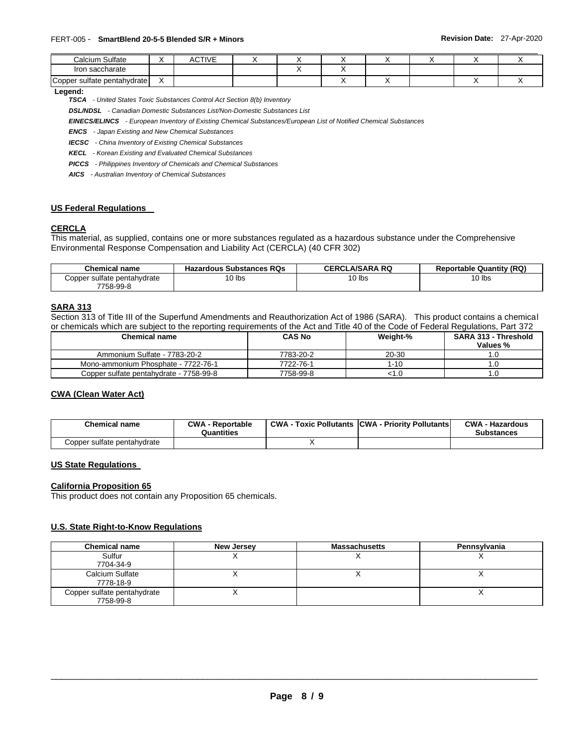| Calcium Sulfate | X | ACTIVE | X | X | X | X | X | X | X |
|---|---|---|---|---|---|---|---|---|---|
| Iron saccharate | | | | X | X | | | | |
| Copper sulfate pentahydrate | X | | | | X | X | | X | X |

**Legend:**

***TSCA*** *- United States Toxic Substances Control Act Section 8(b) Inventory*

***DSL/NDSL*** *- Canadian Domestic Substances List/Non-Domestic Substances List*

***EINECS/ELINCS*** *- European Inventory of Existing Chemical Substances/European List of Notified Chemical Substances*

***ENCS*** *- Japan Existing and New Chemical Substances*

***IECSC*** *- China Inventory of Existing Chemical Substances*

***KECL*** *- Korean Existing and Evaluated Chemical Substances*

***PICCS*** *- Philippines Inventory of Chemicals and Chemical Substances*

***AICS*** *- Australian Inventory of Chemical Substances*

## US Federal Regulations

### CERCLA

This material, as supplied, contains one or more substances regulated as a hazardous substance under the Comprehensive Environmental Response Compensation and Liability Act (CERCLA) (40 CFR 302)

| Chemical name | Hazardous Substances RQs | CERCLA/SARA RQ | Reportable Quantity (RQ) |
|---|---|---|---|
| Copper sulfate pentahydrate 7758-99-8 | 10 lbs | 10 lbs | 10 lbs |

### SARA 313

Section 313 of Title III of the Superfund Amendments and Reauthorization Act of 1986 (SARA). This product contains a chemical or chemicals which are subject to the reporting requirements of the Act and Title 40 of the Code of Federal Regulations, Part 372

| Chemical name | CAS No | Weight-% | SARA 313 - Threshold Values % |
|---|---|---|---|
| Ammonium Sulfate - 7783-20-2 | 7783-20-2 | 20-30 | 1.0 |
| Mono-ammonium Phosphate - 7722-76-1 | 7722-76-1 | 1-10 | 1.0 |
| Copper sulfate pentahydrate - 7758-99-8 | 7758-99-8 | <1.0 | 1.0 |

### CWA (Clean Water Act)

| Chemical name | CWA - Reportable Quantities | CWA - Toxic Pollutants | CWA - Priority Pollutants | CWA - Hazardous Substances |
|---|---|---|---|---|
| Copper sulfate pentahydrate | | X | | |

## US State Regulations

### California Proposition 65

This product does not contain any Proposition 65 chemicals.

### U.S. State Right-to-Know Regulations

| Chemical name | New Jersey | Massachusetts | Pennsylvania |
|---|---|---|---|
| Sulfur 7704-34-9 | X | X | X |
| Calcium Sulfate 7778-18-9 | X | X | X |
| Copper sulfate pentahydrate 7758-99-8 | X | | X |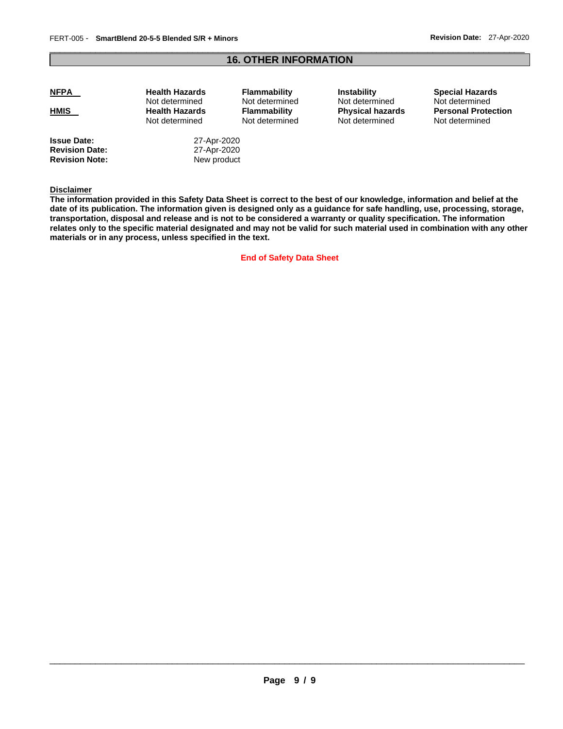## 16. OTHER INFORMATION

| | | | | |
|---|---|---|---|---|
| **NFPA** | **Health Hazards** | **Flammability** | **Instability** | **Special Hazards** |
| | Not determined | Not determined | Not determined | Not determined |
| **HMIS** | **Health Hazards** | **Flammability** | **Physical hazards** | **Personal Protection** |
| | Not determined | Not determined | Not determined | Not determined |

**Issue Date:** 27-Apr-2020
**Revision Date:** 27-Apr-2020
**Revision Note:** New product

**Disclaimer**

**The information provided in this Safety Data Sheet is correct to the best of our knowledge, information and belief at the date of its publication. The information given is designed only as a guidance for safe handling, use, processing, storage, transportation, disposal and release and is not to be considered a warranty or quality specification. The information relates only to the specific material designated and may not be valid for such material used in combination with any other materials or in any process, unless specified in the text.**

**End of Safety Data Sheet**